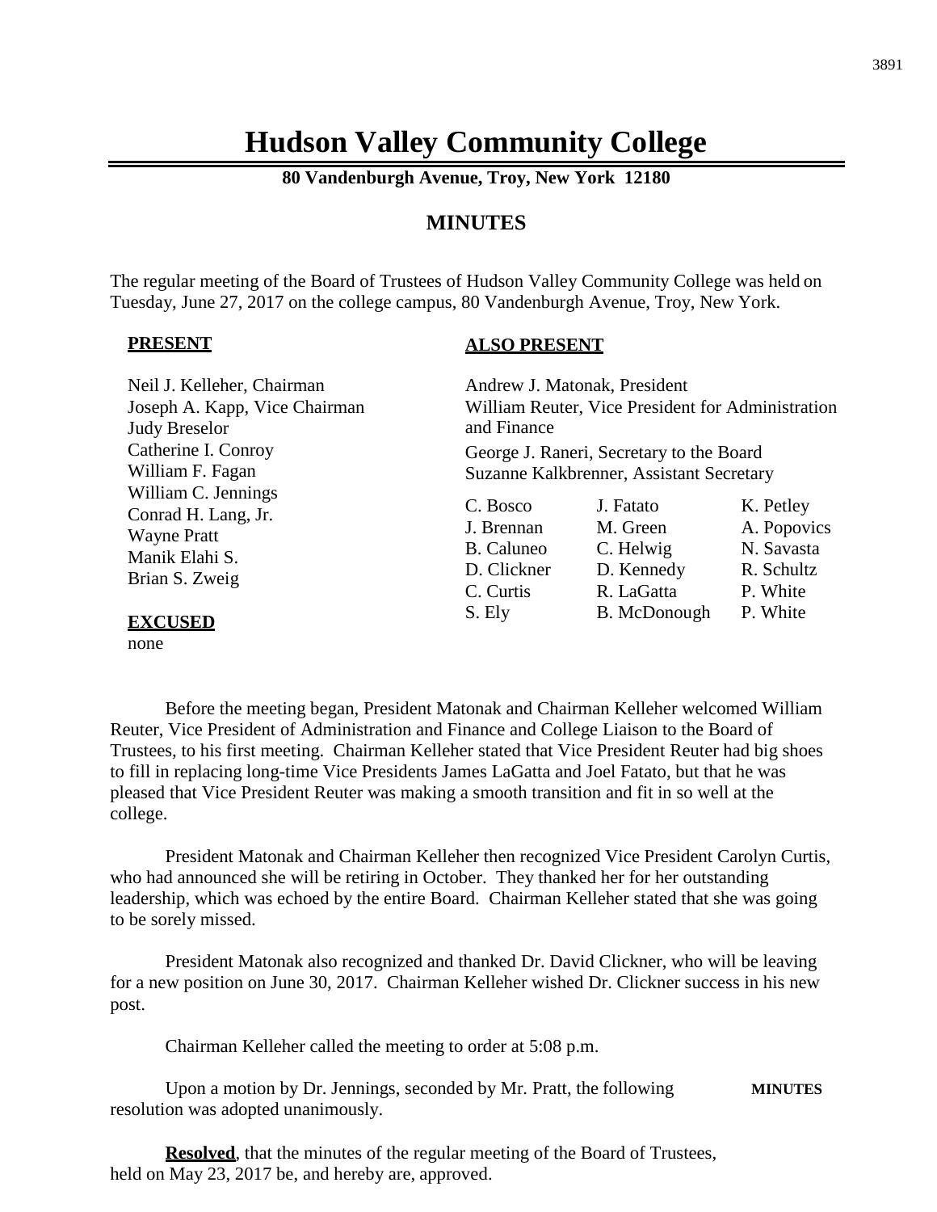# Hudson Valley Community College

**80 Vandenburgh Avenue, Troy, New York 12180**

## MINUTES

The regular meeting of the Board of Trustees of Hudson Valley Community College was held on Tuesday, June 27, 2017 on the college campus, 80 Vandenburgh Avenue, Troy, New York.

**PRESENT**

Neil J. Kelleher, Chairman
Joseph A. Kapp, Vice Chairman
Judy Breselor
Catherine I. Conroy
William F. Fagan
William C. Jennings
Conrad H. Lang, Jr.
Wayne Pratt
Manik Elahi S.
Brian S. Zweig

**EXCUSED**

none

**ALSO PRESENT**

Andrew J. Matonak, President
William Reuter, Vice President for Administration and Finance
George J. Raneri, Secretary to the Board
Suzanne Kalkbrenner, Assistant Secretary

| | | |
|---|---|---|
| C. Bosco | J. Fatato | K. Petley |
| J. Brennan | M. Green | A. Popovics |
| B. Caluneo | C. Helwig | N. Savasta |
| D. Clickner | D. Kennedy | R. Schultz |
| C. Curtis | R. LaGatta | P. White |
| S. Ely | B. McDonough | P. White |

Before the meeting began, President Matonak and Chairman Kelleher welcomed William Reuter, Vice President of Administration and Finance and College Liaison to the Board of Trustees, to his first meeting. Chairman Kelleher stated that Vice President Reuter had big shoes to fill in replacing long-time Vice Presidents James LaGatta and Joel Fatato, but that he was pleased that Vice President Reuter was making a smooth transition and fit in so well at the college.

President Matonak and Chairman Kelleher then recognized Vice President Carolyn Curtis, who had announced she will be retiring in October. They thanked her for her outstanding leadership, which was echoed by the entire Board. Chairman Kelleher stated that she was going to be sorely missed.

President Matonak also recognized and thanked Dr. David Clickner, who will be leaving for a new position on June 30, 2017. Chairman Kelleher wished Dr. Clickner success in his new post.

Chairman Kelleher called the meeting to order at 5:08 p.m.

Upon a motion by Dr. Jennings, seconded by Mr. Pratt, the following resolution was adopted unanimously. **MINUTES**

**Resolved**, that the minutes of the regular meeting of the Board of Trustees, held on May 23, 2017 be, and hereby are, approved.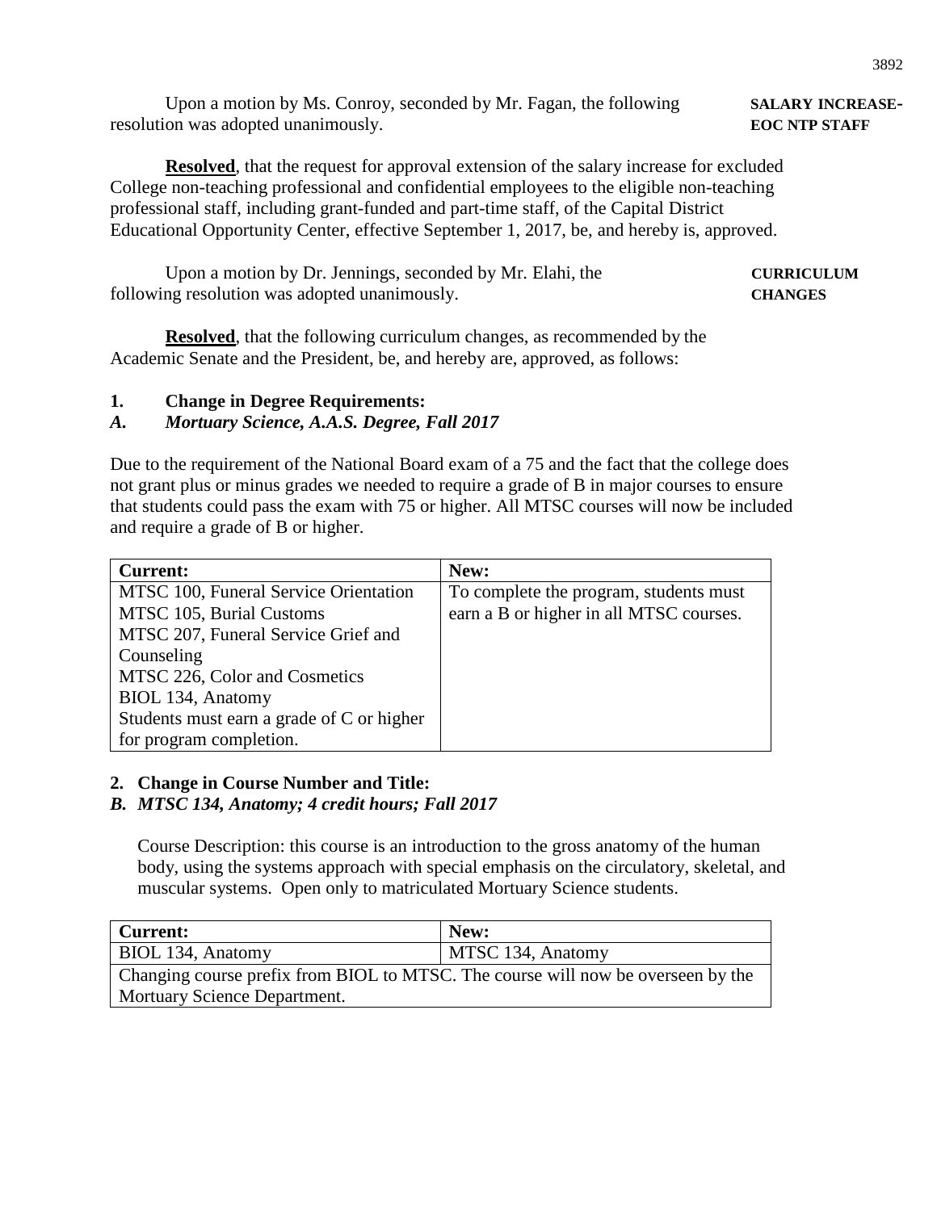Upon a motion by Ms. Conroy, seconded by Mr. Fagan, the following resolution was adopted unanimously.

**SALARY INCREASE-EOC NTP STAFF**

**Resolved**, that the request for approval extension of the salary increase for excluded College non-teaching professional and confidential employees to the eligible non-teaching professional staff, including grant-funded and part-time staff, of the Capital District Educational Opportunity Center, effective September 1, 2017, be, and hereby is, approved.

Upon a motion by Dr. Jennings, seconded by Mr. Elahi, the following resolution was adopted unanimously.

**CURRICULUM CHANGES**

**Resolved**, that the following curriculum changes, as recommended by the Academic Senate and the President, be, and hereby are, approved, as follows:

**1. Change in Degree Requirements:**

***A. Mortuary Science, A.A.S. Degree, Fall 2017***

Due to the requirement of the National Board exam of a 75 and the fact that the college does not grant plus or minus grades we needed to require a grade of B in major courses to ensure that students could pass the exam with 75 or higher. All MTSC courses will now be included and require a grade of B or higher.

| **Current:** | **New:** |
|---|---|
| MTSC 100, Funeral Service Orientation<br>MTSC 105, Burial Customs<br>MTSC 207, Funeral Service Grief and Counseling<br>MTSC 226, Color and Cosmetics<br>BIOL 134, Anatomy<br>Students must earn a grade of C or higher for program completion. | To complete the program, students must earn a B or higher in all MTSC courses. |

**2. Change in Course Number and Title:**

***B. MTSC 134, Anatomy; 4 credit hours; Fall 2017***

Course Description: this course is an introduction to the gross anatomy of the human body, using the systems approach with special emphasis on the circulatory, skeletal, and muscular systems. Open only to matriculated Mortuary Science students.

| **Current:** | **New:** |
|---|---|
| BIOL 134, Anatomy | MTSC 134, Anatomy |
| Changing course prefix from BIOL to MTSC. The course will now be overseen by the Mortuary Science Department. | |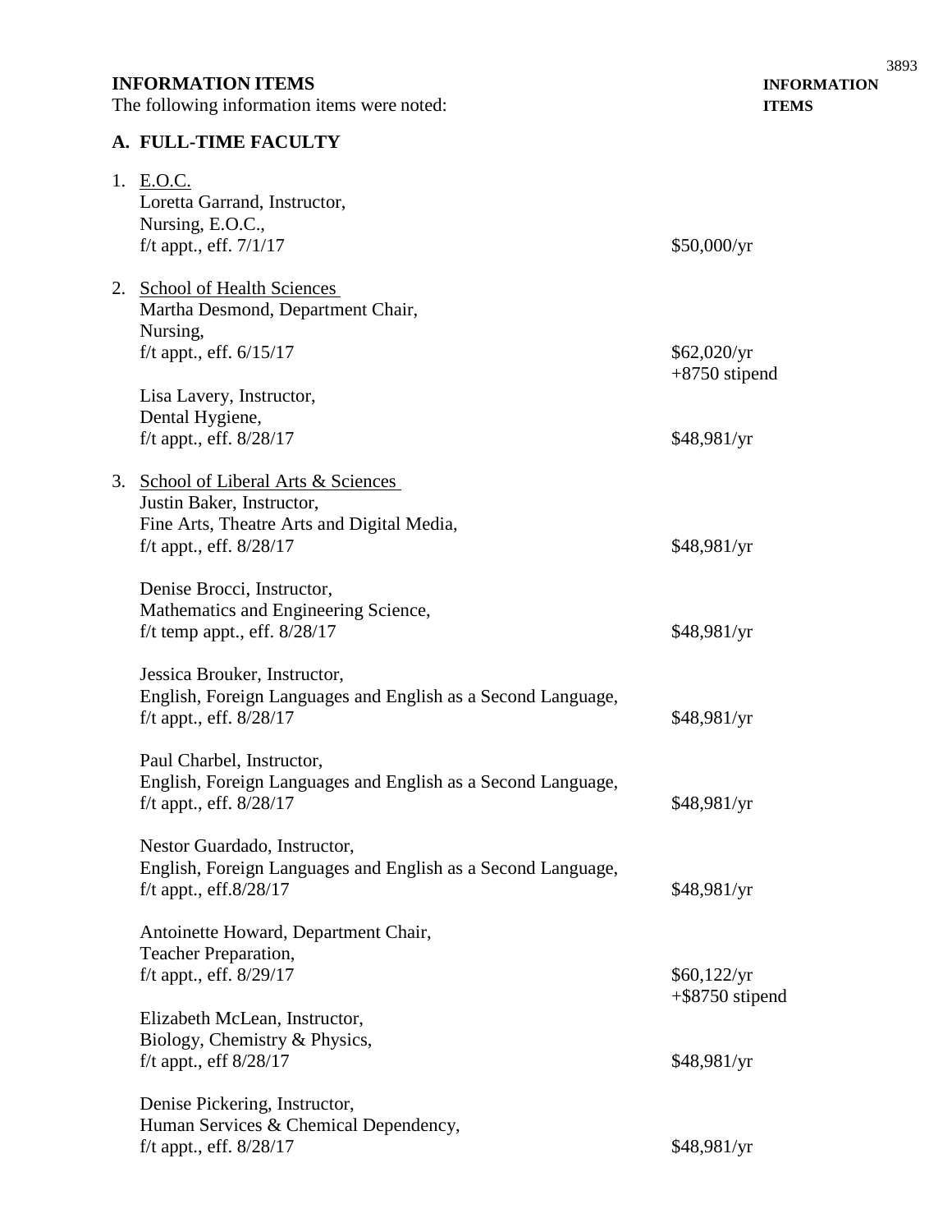## INFORMATION ITEMS

**INFORMATION ITEMS**

The following information items were noted:

### A. FULL-TIME FACULTY

1. E.O.C.

   Loretta Garrand, Instructor,
   Nursing, E.O.C.,
   f/t appt., eff. 7/1/17 — $50,000/yr

2. School of Health Sciences

   Martha Desmond, Department Chair,
   Nursing,
   f/t appt., eff. 6/15/17 — $62,020/yr +8750 stipend

   Lisa Lavery, Instructor,
   Dental Hygiene,
   f/t appt., eff. 8/28/17 — $48,981/yr

3. School of Liberal Arts & Sciences

   Justin Baker, Instructor,
   Fine Arts, Theatre Arts and Digital Media,
   f/t appt., eff. 8/28/17 — $48,981/yr

   Denise Brocci, Instructor,
   Mathematics and Engineering Science,
   f/t temp appt., eff. 8/28/17 — $48,981/yr

   Jessica Brouker, Instructor,
   English, Foreign Languages and English as a Second Language,
   f/t appt., eff. 8/28/17 — $48,981/yr

   Paul Charbel, Instructor,
   English, Foreign Languages and English as a Second Language,
   f/t appt., eff. 8/28/17 — $48,981/yr

   Nestor Guardado, Instructor,
   English, Foreign Languages and English as a Second Language,
   f/t appt., eff.8/28/17 — $48,981/yr

   Antoinette Howard, Department Chair,
   Teacher Preparation,
   f/t appt., eff. 8/29/17 — $60,122/yr +$8750 stipend

   Elizabeth McLean, Instructor,
   Biology, Chemistry & Physics,
   f/t appt., eff 8/28/17 — $48,981/yr

   Denise Pickering, Instructor,
   Human Services & Chemical Dependency,
   f/t appt., eff. 8/28/17 — $48,981/yr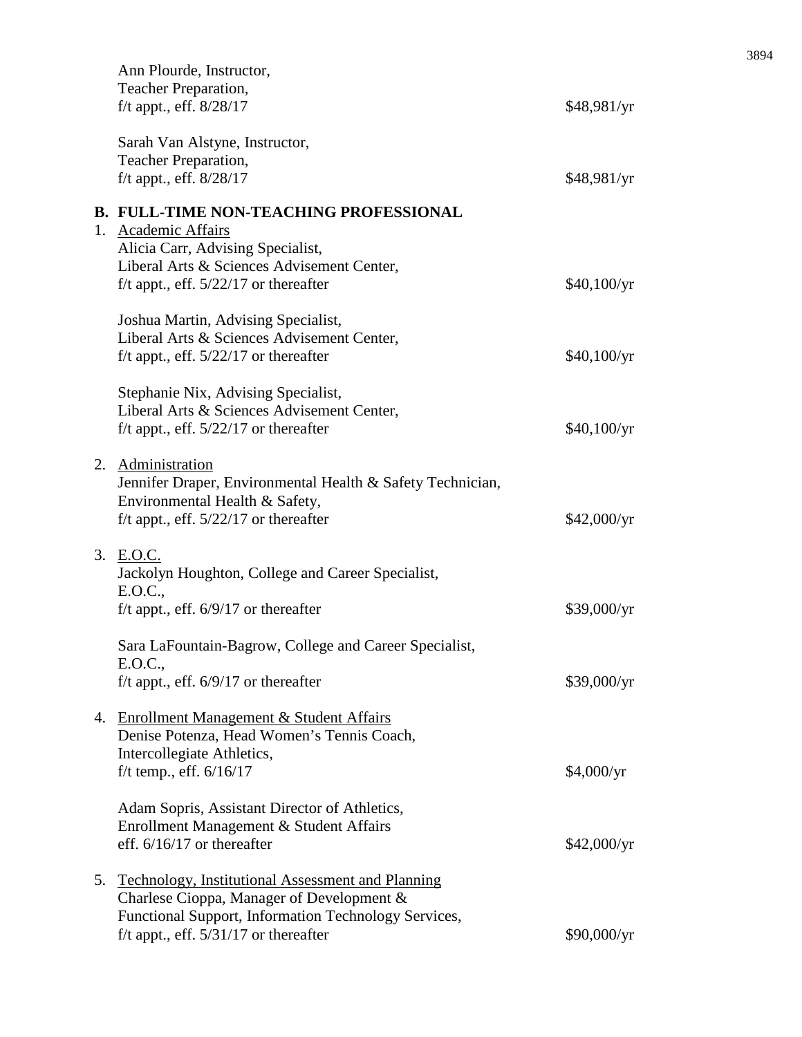Ann Plourde, Instructor,
Teacher Preparation,
f/t appt., eff. 8/28/17 $48,981/yr

Sarah Van Alstyne, Instructor,
Teacher Preparation,
f/t appt., eff. 8/28/17 $48,981/yr

**B. FULL-TIME NON-TEACHING PROFESSIONAL**

1. Academic Affairs

   Alicia Carr, Advising Specialist,
   Liberal Arts & Sciences Advisement Center,
   f/t appt., eff. 5/22/17 or thereafter $40,100/yr

   Joshua Martin, Advising Specialist,
   Liberal Arts & Sciences Advisement Center,
   f/t appt., eff. 5/22/17 or thereafter $40,100/yr

   Stephanie Nix, Advising Specialist,
   Liberal Arts & Sciences Advisement Center,
   f/t appt., eff. 5/22/17 or thereafter $40,100/yr

2. Administration

   Jennifer Draper, Environmental Health & Safety Technician,
   Environmental Health & Safety,
   f/t appt., eff. 5/22/17 or thereafter $42,000/yr

3. E.O.C.

   Jackolyn Houghton, College and Career Specialist,
   E.O.C.,
   f/t appt., eff. 6/9/17 or thereafter $39,000/yr

   Sara LaFountain-Bagrow, College and Career Specialist,
   E.O.C.,
   f/t appt., eff. 6/9/17 or thereafter $39,000/yr

4. Enrollment Management & Student Affairs

   Denise Potenza, Head Women's Tennis Coach,
   Intercollegiate Athletics,
   f/t temp., eff. 6/16/17 $4,000/yr

   Adam Sopris, Assistant Director of Athletics,
   Enrollment Management & Student Affairs
   eff. 6/16/17 or thereafter $42,000/yr

5. Technology, Institutional Assessment and Planning

   Charlese Cioppa, Manager of Development &
   Functional Support, Information Technology Services,
   f/t appt., eff. 5/31/17 or thereafter $90,000/yr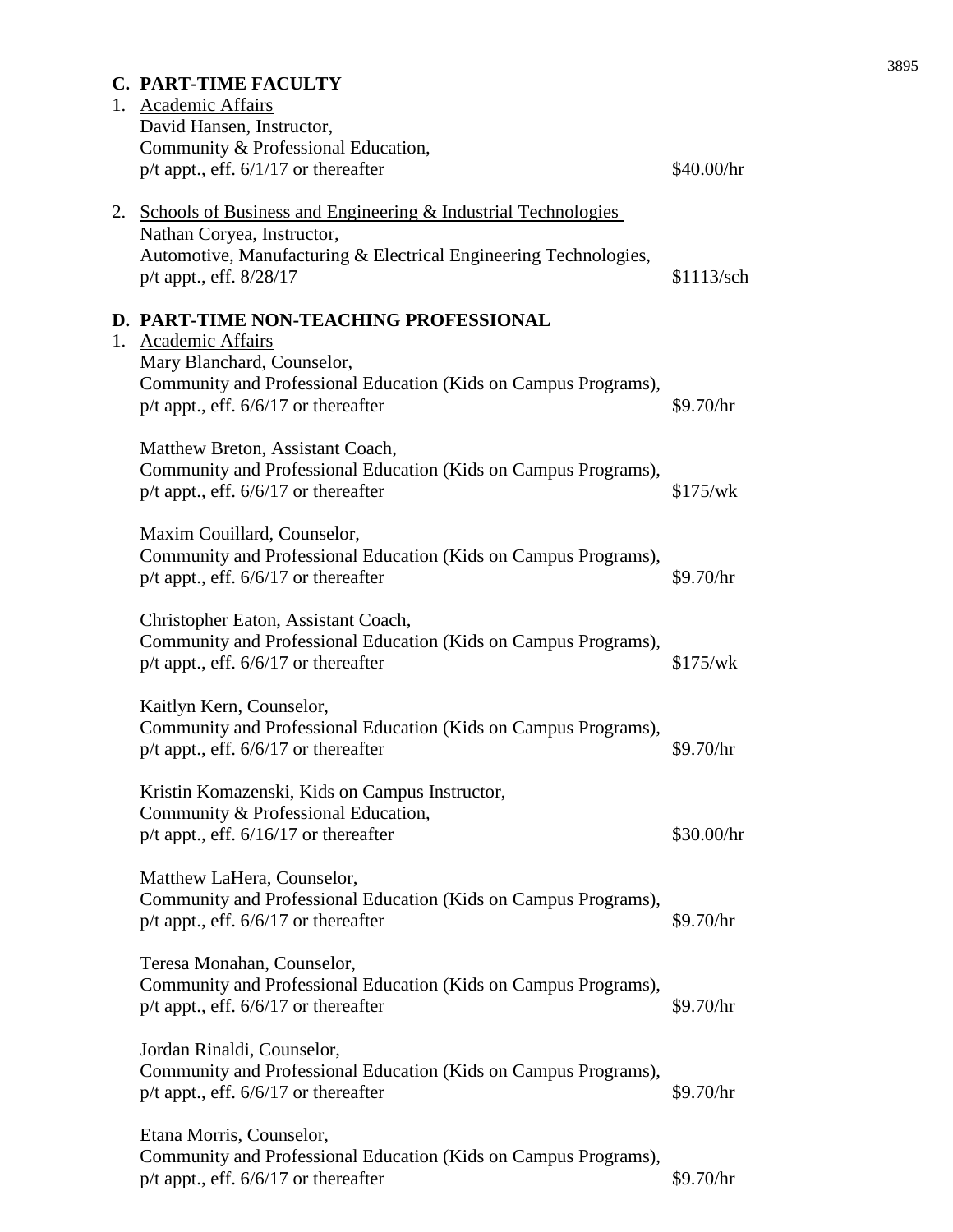## C. PART-TIME FACULTY

1. Academic Affairs
   David Hansen, Instructor,
   Community & Professional Education,
   p/t appt., eff. 6/1/17 or thereafter — $40.00/hr

2. Schools of Business and Engineering & Industrial Technologies
   Nathan Coryea, Instructor,
   Automotive, Manufacturing & Electrical Engineering Technologies,
   p/t appt., eff. 8/28/17 — $1113/sch

## D. PART-TIME NON-TEACHING PROFESSIONAL

1. Academic Affairs
   Mary Blanchard, Counselor,
   Community and Professional Education (Kids on Campus Programs),
   p/t appt., eff. 6/6/17 or thereafter — $9.70/hr

   Matthew Breton, Assistant Coach,
   Community and Professional Education (Kids on Campus Programs),
   p/t appt., eff. 6/6/17 or thereafter — $175/wk

   Maxim Couillard, Counselor,
   Community and Professional Education (Kids on Campus Programs),
   p/t appt., eff. 6/6/17 or thereafter — $9.70/hr

   Christopher Eaton, Assistant Coach,
   Community and Professional Education (Kids on Campus Programs),
   p/t appt., eff. 6/6/17 or thereafter — $175/wk

   Kaitlyn Kern, Counselor,
   Community and Professional Education (Kids on Campus Programs),
   p/t appt., eff. 6/6/17 or thereafter — $9.70/hr

   Kristin Komazenski, Kids on Campus Instructor,
   Community & Professional Education,
   p/t appt., eff. 6/16/17 or thereafter — $30.00/hr

   Matthew LaHera, Counselor,
   Community and Professional Education (Kids on Campus Programs),
   p/t appt., eff. 6/6/17 or thereafter — $9.70/hr

   Teresa Monahan, Counselor,
   Community and Professional Education (Kids on Campus Programs),
   p/t appt., eff. 6/6/17 or thereafter — $9.70/hr

   Jordan Rinaldi, Counselor,
   Community and Professional Education (Kids on Campus Programs),
   p/t appt., eff. 6/6/17 or thereafter — $9.70/hr

   Etana Morris, Counselor,
   Community and Professional Education (Kids on Campus Programs),
   p/t appt., eff. 6/6/17 or thereafter — $9.70/hr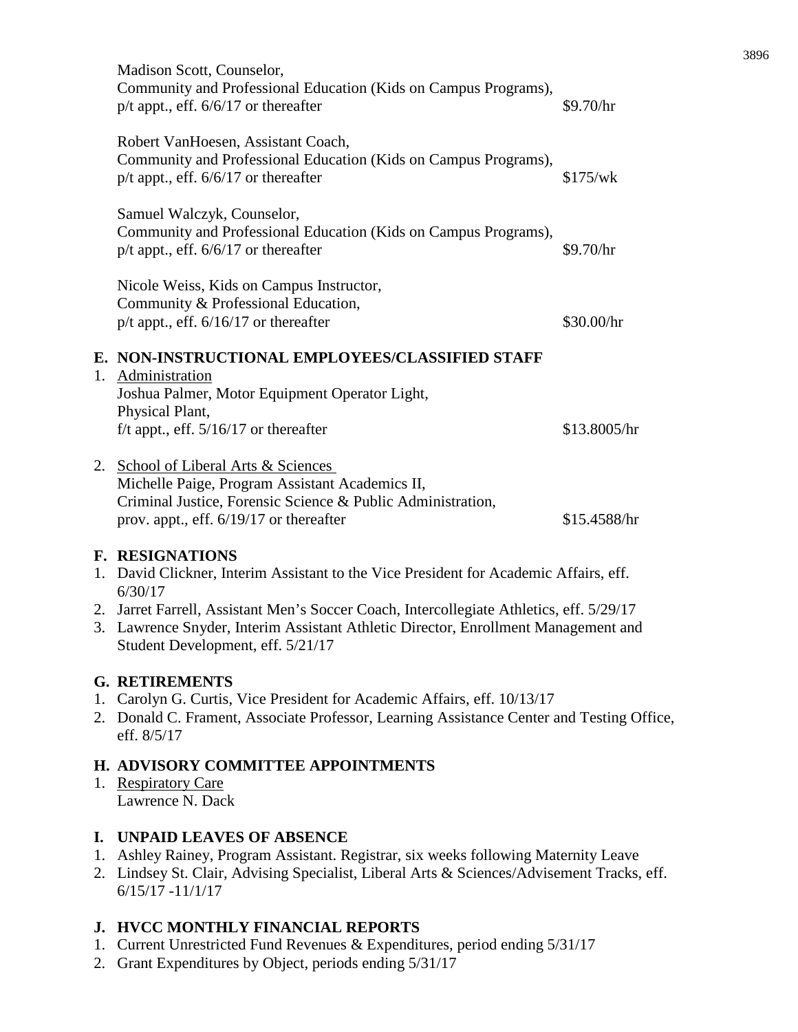Madison Scott, Counselor,
Community and Professional Education (Kids on Campus Programs),
p/t appt., eff. 6/6/17 or thereafter — $9.70/hr

Robert VanHoesen, Assistant Coach,
Community and Professional Education (Kids on Campus Programs),
p/t appt., eff. 6/6/17 or thereafter — $175/wk

Samuel Walczyk, Counselor,
Community and Professional Education (Kids on Campus Programs),
p/t appt., eff. 6/6/17 or thereafter — $9.70/hr

Nicole Weiss, Kids on Campus Instructor,
Community & Professional Education,
p/t appt., eff. 6/16/17 or thereafter — $30.00/hr

## E. NON-INSTRUCTIONAL EMPLOYEES/CLASSIFIED STAFF

1. Administration
   Joshua Palmer, Motor Equipment Operator Light,
   Physical Plant,
   f/t appt., eff. 5/16/17 or thereafter — $13.8005/hr

2. School of Liberal Arts & Sciences
   Michelle Paige, Program Assistant Academics II,
   Criminal Justice, Forensic Science & Public Administration,
   prov. appt., eff. 6/19/17 or thereafter — $15.4588/hr

## F. RESIGNATIONS

1. David Clickner, Interim Assistant to the Vice President for Academic Affairs, eff. 6/30/17
2. Jarret Farrell, Assistant Men's Soccer Coach, Intercollegiate Athletics, eff. 5/29/17
3. Lawrence Snyder, Interim Assistant Athletic Director, Enrollment Management and Student Development, eff. 5/21/17

## G. RETIREMENTS

1. Carolyn G. Curtis, Vice President for Academic Affairs, eff. 10/13/17
2. Donald C. Frament, Associate Professor, Learning Assistance Center and Testing Office, eff. 8/5/17

## H. ADVISORY COMMITTEE APPOINTMENTS

1. Respiratory Care
   Lawrence N. Dack

## I. UNPAID LEAVES OF ABSENCE

1. Ashley Rainey, Program Assistant. Registrar, six weeks following Maternity Leave
2. Lindsey St. Clair, Advising Specialist, Liberal Arts & Sciences/Advisement Tracks, eff. 6/15/17 -11/1/17

## J. HVCC MONTHLY FINANCIAL REPORTS

1. Current Unrestricted Fund Revenues & Expenditures, period ending 5/31/17
2. Grant Expenditures by Object, periods ending 5/31/17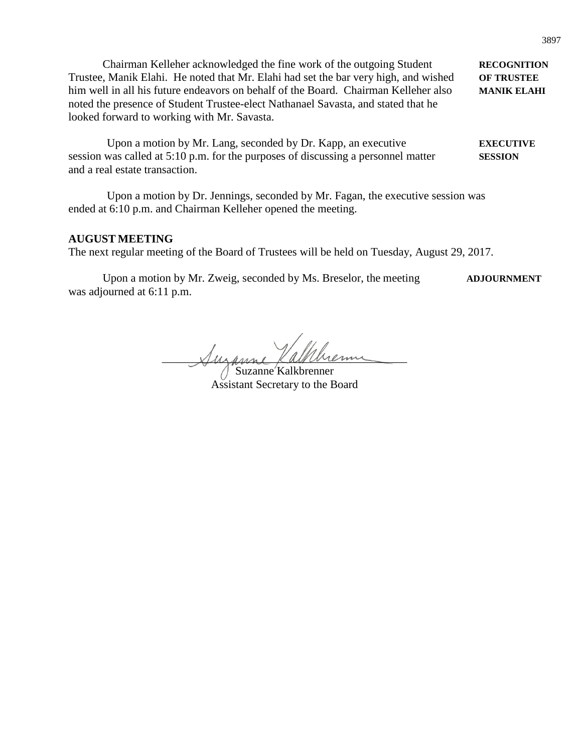Chairman Kelleher acknowledged the fine work of the outgoing Student Trustee, Manik Elahi. He noted that Mr. Elahi had set the bar very high, and wished him well in all his future endeavors on behalf of the Board. Chairman Kelleher also noted the presence of Student Trustee-elect Nathanael Savasta, and stated that he looked forward to working with Mr. Savasta.

**RECOGNITION OF TRUSTEE MANIK ELAHI**

Upon a motion by Mr. Lang, seconded by Dr. Kapp, an executive session was called at 5:10 p.m. for the purposes of discussing a personnel matter and a real estate transaction.

**EXECUTIVE SESSION**

Upon a motion by Dr. Jennings, seconded by Mr. Fagan, the executive session was ended at 6:10 p.m. and Chairman Kelleher opened the meeting.

**AUGUST MEETING**

The next regular meeting of the Board of Trustees will be held on Tuesday, August 29, 2017.

Upon a motion by Mr. Zweig, seconded by Ms. Breselor, the meeting was adjourned at 6:11 p.m.

**ADJOURNMENT**

Suzanne Kalkbrenner
Assistant Secretary to the Board